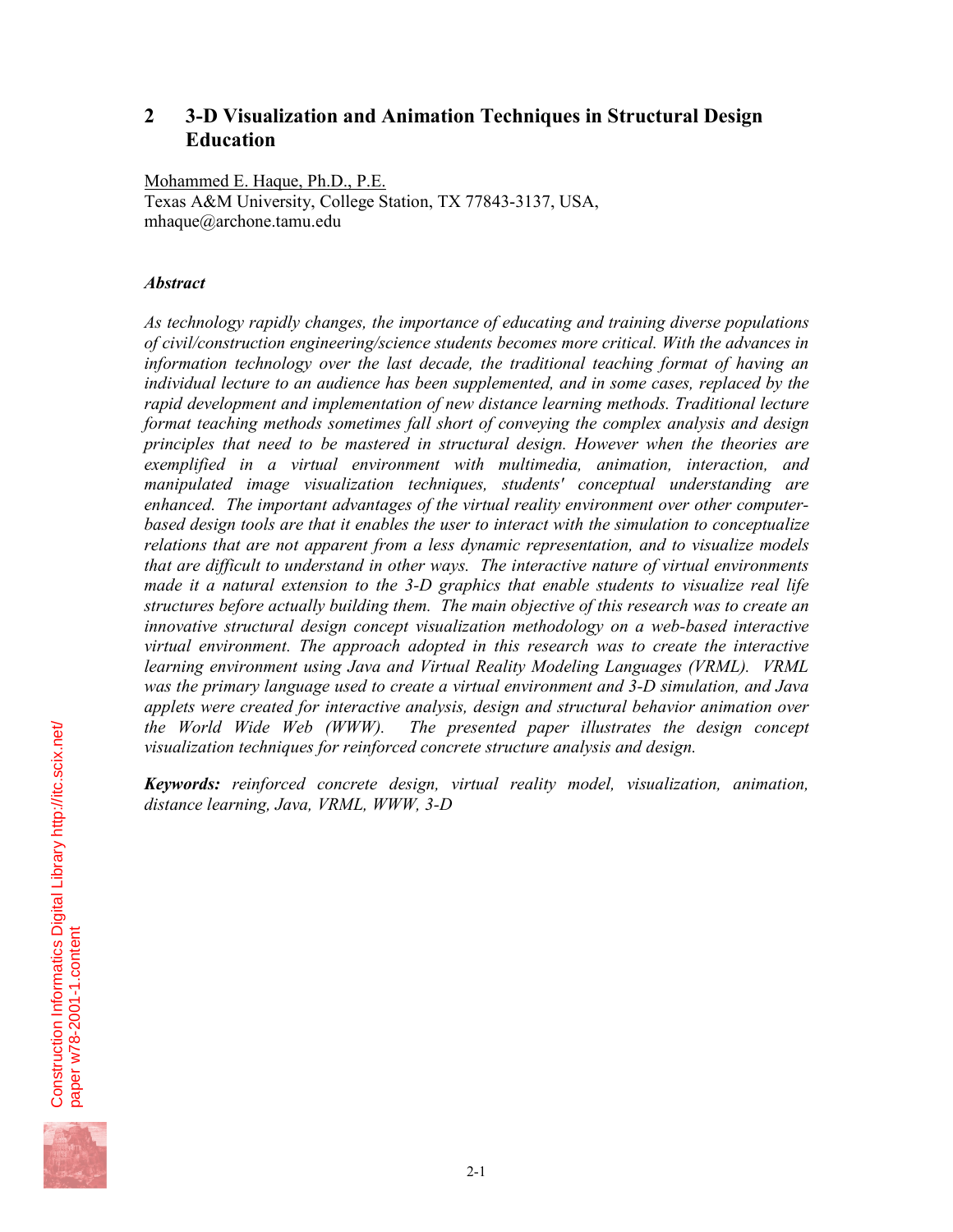# 2 3-D Visualization and Animation Techniques in Structural Design Education

Mohammed E. Haque, Ph.D., P.E.
Texas A&M University, College Station, TX 77843-3137, USA,
mhaque@archone.tamu.edu

### *Abstract*

*As technology rapidly changes, the importance of educating and training diverse populations of civil/construction engineering/science students becomes more critical. With the advances in information technology over the last decade, the traditional teaching format of having an individual lecture to an audience has been supplemented, and in some cases, replaced by the rapid development and implementation of new distance learning methods. Traditional lecture format teaching methods sometimes fall short of conveying the complex analysis and design principles that need to be mastered in structural design. However when the theories are exemplified in a virtual environment with multimedia, animation, interaction, and manipulated image visualization techniques, students' conceptual understanding are enhanced. The important advantages of the virtual reality environment over other computer-based design tools are that it enables the user to interact with the simulation to conceptualize relations that are not apparent from a less dynamic representation, and to visualize models that are difficult to understand in other ways. The interactive nature of virtual environments made it a natural extension to the 3-D graphics that enable students to visualize real life structures before actually building them. The main objective of this research was to create an innovative structural design concept visualization methodology on a web-based interactive virtual environment. The approach adopted in this research was to create the interactive learning environment using Java and Virtual Reality Modeling Languages (VRML). VRML was the primary language used to create a virtual environment and 3-D simulation, and Java applets were created for interactive analysis, design and structural behavior animation over the World Wide Web (WWW). The presented paper illustrates the design concept visualization techniques for reinforced concrete structure analysis and design.*

***Keywords:*** *reinforced concrete design, virtual reality model, visualization, animation, distance learning, Java, VRML, WWW, 3-D*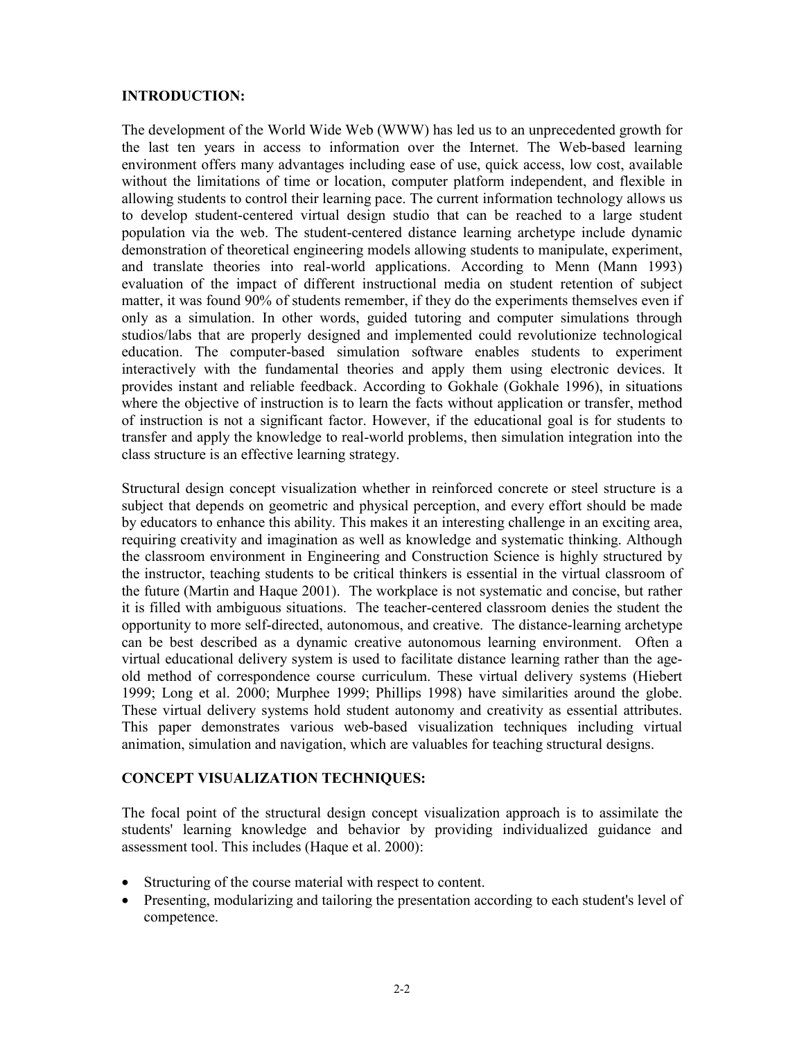## INTRODUCTION:

The development of the World Wide Web (WWW) has led us to an unprecedented growth for the last ten years in access to information over the Internet. The Web-based learning environment offers many advantages including ease of use, quick access, low cost, available without the limitations of time or location, computer platform independent, and flexible in allowing students to control their learning pace. The current information technology allows us to develop student-centered virtual design studio that can be reached to a large student population via the web. The student-centered distance learning archetype include dynamic demonstration of theoretical engineering models allowing students to manipulate, experiment, and translate theories into real-world applications. According to Menn (Mann 1993) evaluation of the impact of different instructional media on student retention of subject matter, it was found 90% of students remember, if they do the experiments themselves even if only as a simulation. In other words, guided tutoring and computer simulations through studios/labs that are properly designed and implemented could revolutionize technological education. The computer-based simulation software enables students to experiment interactively with the fundamental theories and apply them using electronic devices. It provides instant and reliable feedback. According to Gokhale (Gokhale 1996), in situations where the objective of instruction is to learn the facts without application or transfer, method of instruction is not a significant factor. However, if the educational goal is for students to transfer and apply the knowledge to real-world problems, then simulation integration into the class structure is an effective learning strategy.

Structural design concept visualization whether in reinforced concrete or steel structure is a subject that depends on geometric and physical perception, and every effort should be made by educators to enhance this ability. This makes it an interesting challenge in an exciting area, requiring creativity and imagination as well as knowledge and systematic thinking. Although the classroom environment in Engineering and Construction Science is highly structured by the instructor, teaching students to be critical thinkers is essential in the virtual classroom of the future (Martin and Haque 2001). The workplace is not systematic and concise, but rather it is filled with ambiguous situations. The teacher-centered classroom denies the student the opportunity to more self-directed, autonomous, and creative. The distance-learning archetype can be best described as a dynamic creative autonomous learning environment. Often a virtual educational delivery system is used to facilitate distance learning rather than the age-old method of correspondence course curriculum. These virtual delivery systems (Hiebert 1999; Long et al. 2000; Murphee 1999; Phillips 1998) have similarities around the globe. These virtual delivery systems hold student autonomy and creativity as essential attributes. This paper demonstrates various web-based visualization techniques including virtual animation, simulation and navigation, which are valuables for teaching structural designs.

## CONCEPT VISUALIZATION TECHNIQUES:

The focal point of the structural design concept visualization approach is to assimilate the students' learning knowledge and behavior by providing individualized guidance and assessment tool. This includes (Haque et al. 2000):

- Structuring of the course material with respect to content.
- Presenting, modularizing and tailoring the presentation according to each student's level of competence.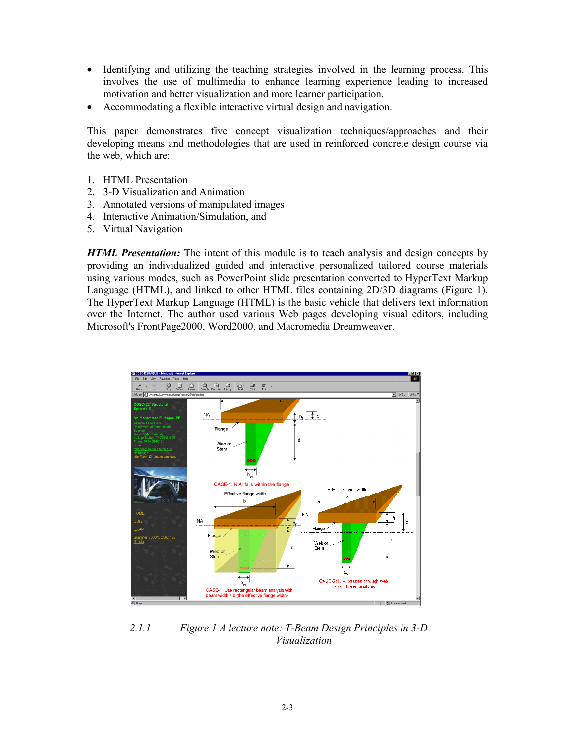- Identifying and utilizing the teaching strategies involved in the learning process. This involves the use of multimedia to enhance learning experience leading to increased motivation and better visualization and more learner participation.
- Accommodating a flexible interactive virtual design and navigation.

This paper demonstrates five concept visualization techniques/approaches and their developing means and methodologies that are used in reinforced concrete design course via the web, which are:

1. HTML Presentation
2. 3-D Visualization and Animation
3. Annotated versions of manipulated images
4. Interactive Animation/Simulation, and
5. Virtual Navigation

***HTML Presentation:*** The intent of this module is to teach analysis and design concepts by providing an individualized guided and interactive personalized tailored course materials using various modes, such as PowerPoint slide presentation converted to HyperText Markup Language (HTML), and linked to other HTML files containing 2D/3D diagrams (Figure 1). The HyperText Markup Language (HTML) is the basic vehicle that delivers text information over the Internet. The author used various Web pages developing visual editors, including Microsoft's FrontPage2000, Word2000, and Macromedia Dreamweaver.

*2.1.1 Figure 1 A lecture note: T-Beam Design Principles in 3-D Visualization*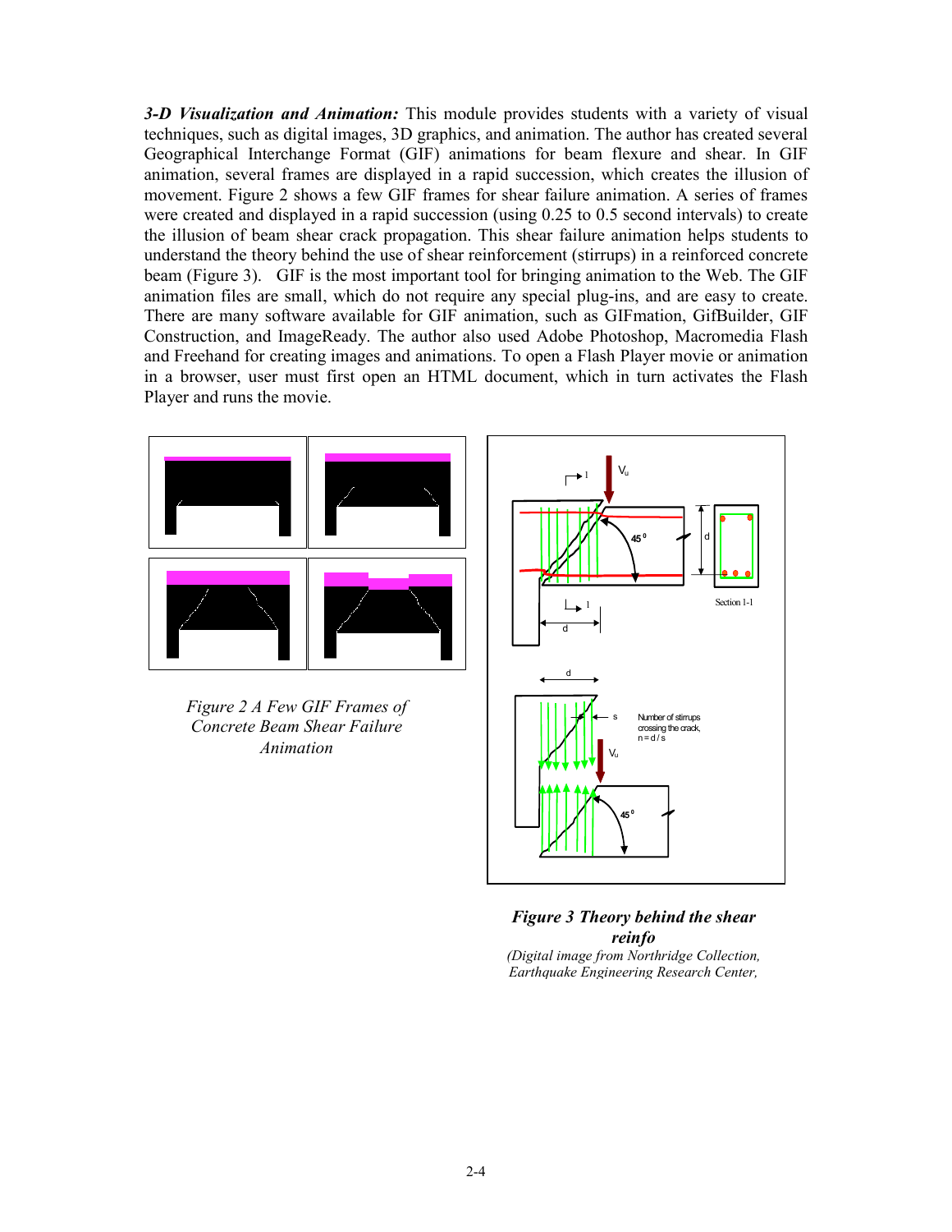***3-D Visualization and Animation:*** This module provides students with a variety of visual techniques, such as digital images, 3D graphics, and animation. The author has created several Geographical Interchange Format (GIF) animations for beam flexure and shear. In GIF animation, several frames are displayed in a rapid succession, which creates the illusion of movement. Figure 2 shows a few GIF frames for shear failure animation. A series of frames were created and displayed in a rapid succession (using 0.25 to 0.5 second intervals) to create the illusion of beam shear crack propagation. This shear failure animation helps students to understand the theory behind the use of shear reinforcement (stirrups) in a reinforced concrete beam (Figure 3). GIF is the most important tool for bringing animation to the Web. The GIF animation files are small, which do not require any special plug-ins, and are easy to create. There are many software available for GIF animation, such as GIFmation, GifBuilder, GIF Construction, and ImageReady. The author also used Adobe Photoshop, Macromedia Flash and Freehand for creating images and animations. To open a Flash Player movie or animation in a browser, user must first open an HTML document, which in turn activates the Flash Player and runs the movie.

*Figure 2 A Few GIF Frames of Concrete Beam Shear Failure Animation*

***Figure 3 Theory behind the shear reinfo***
*(Digital image from Northridge Collection, Earthquake Engineering Research Center,*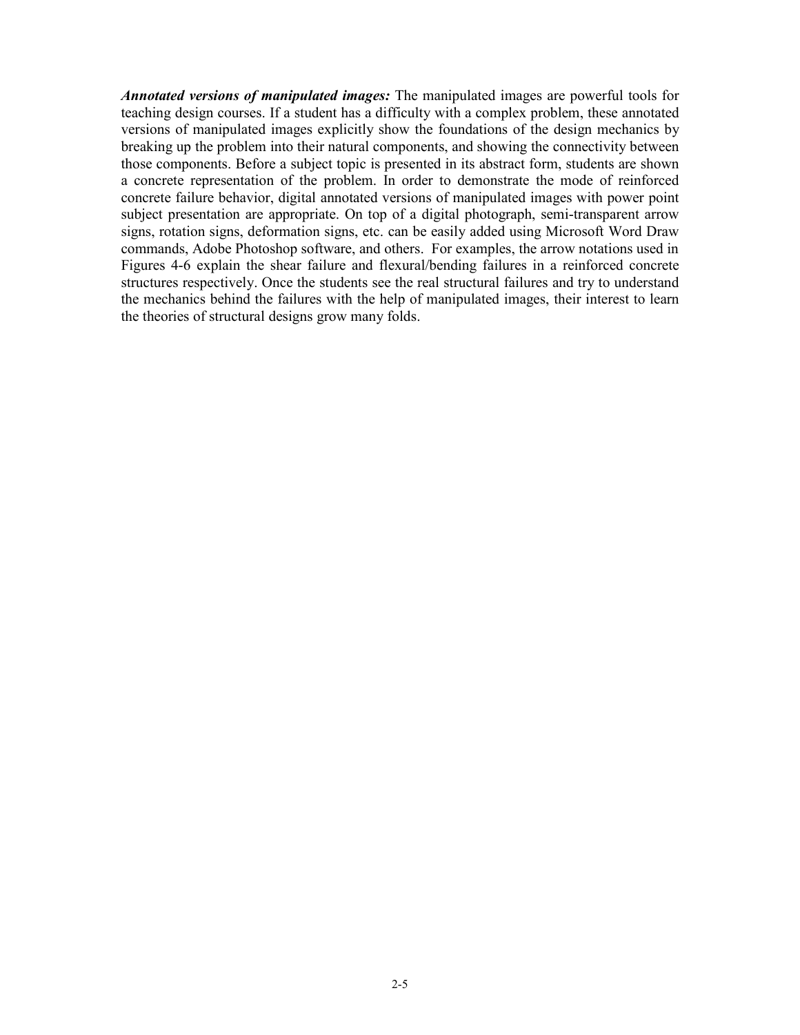***Annotated versions of manipulated images:*** The manipulated images are powerful tools for teaching design courses. If a student has a difficulty with a complex problem, these annotated versions of manipulated images explicitly show the foundations of the design mechanics by breaking up the problem into their natural components, and showing the connectivity between those components. Before a subject topic is presented in its abstract form, students are shown a concrete representation of the problem. In order to demonstrate the mode of reinforced concrete failure behavior, digital annotated versions of manipulated images with power point subject presentation are appropriate. On top of a digital photograph, semi-transparent arrow signs, rotation signs, deformation signs, etc. can be easily added using Microsoft Word Draw commands, Adobe Photoshop software, and others. For examples, the arrow notations used in Figures 4-6 explain the shear failure and flexural/bending failures in a reinforced concrete structures respectively. Once the students see the real structural failures and try to understand the mechanics behind the failures with the help of manipulated images, their interest to learn the theories of structural designs grow many folds.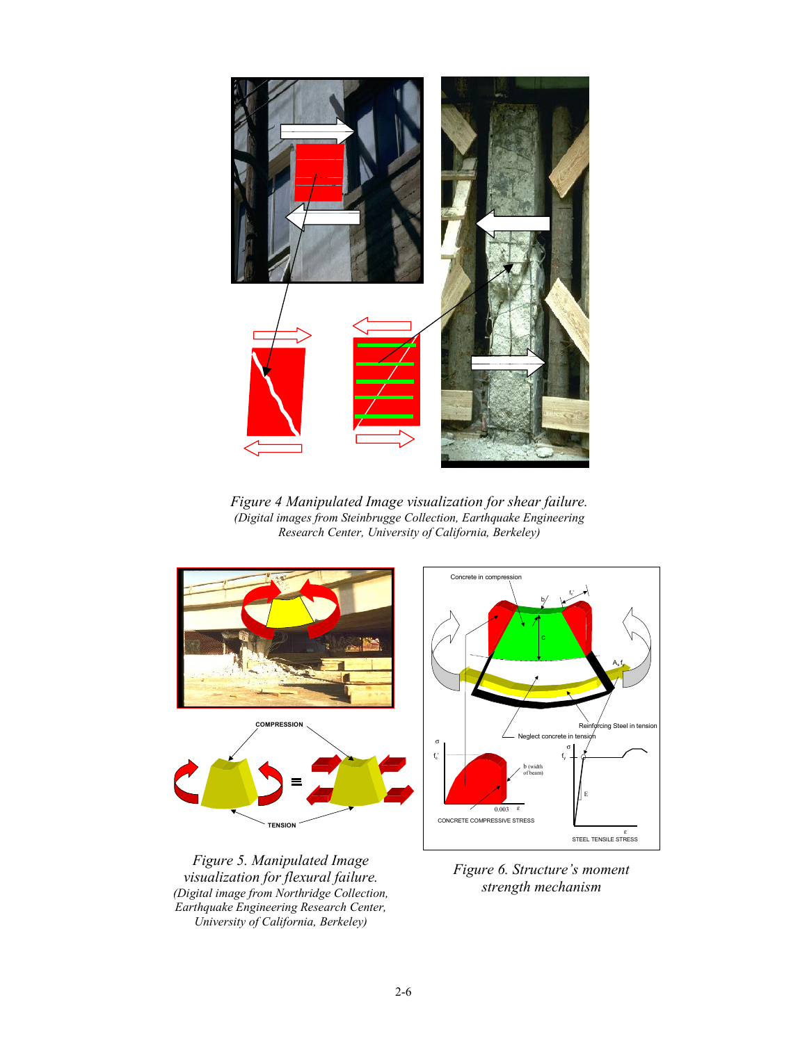*Figure 4 Manipulated Image visualization for shear failure.*
*(Digital images from Steinbrugge Collection, Earthquake Engineering Research Center, University of California, Berkeley)*

*Figure 5. Manipulated Image visualization for flexural failure.*
*(Digital image from Northridge Collection, Earthquake Engineering Research Center, University of California, Berkeley)*

*Figure 6. Structure's moment strength mechanism*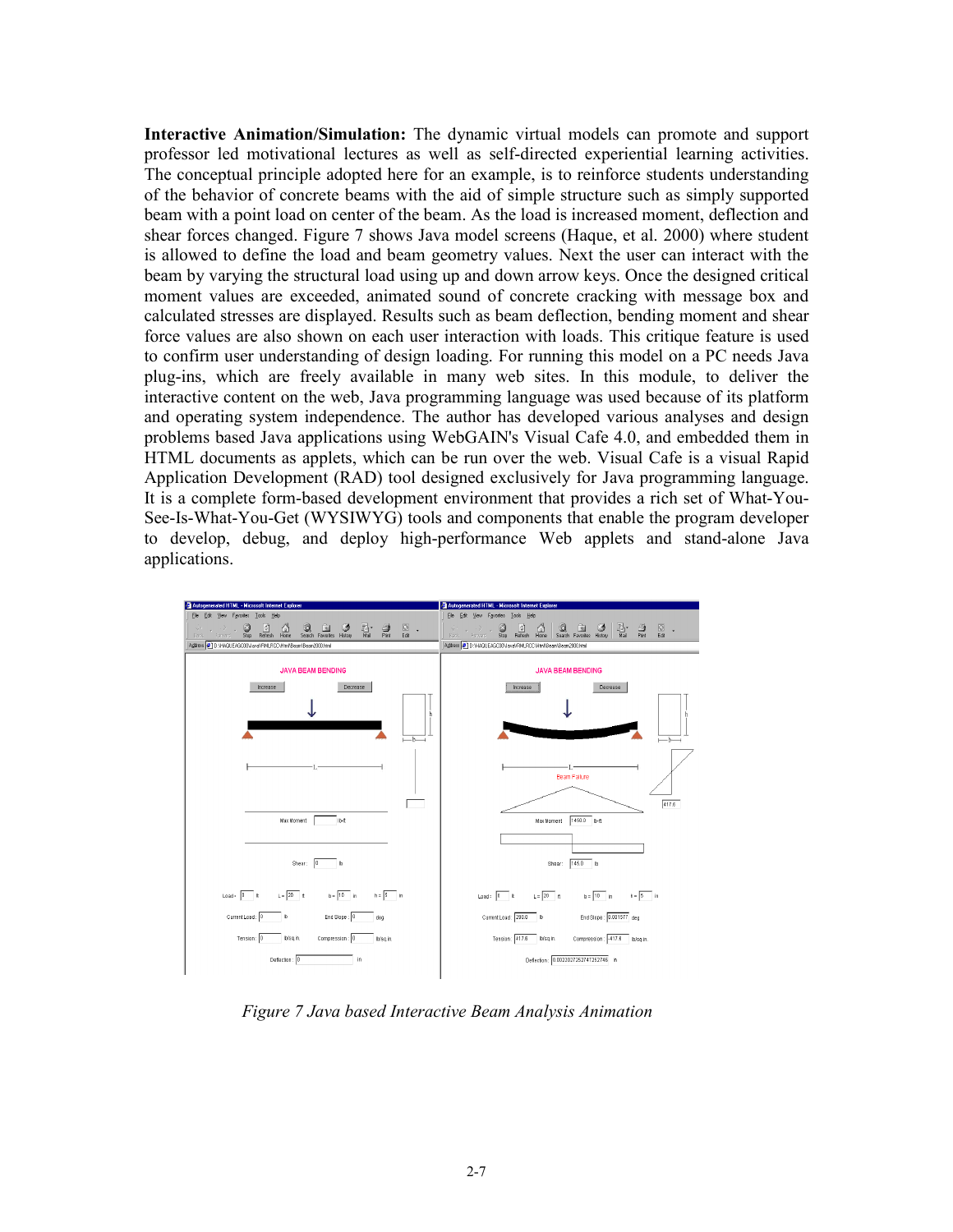**Interactive Animation/Simulation:** The dynamic virtual models can promote and support professor led motivational lectures as well as self-directed experiential learning activities. The conceptual principle adopted here for an example, is to reinforce students understanding of the behavior of concrete beams with the aid of simple structure such as simply supported beam with a point load on center of the beam. As the load is increased moment, deflection and shear forces changed. Figure 7 shows Java model screens (Haque, et al. 2000) where student is allowed to define the load and beam geometry values. Next the user can interact with the beam by varying the structural load using up and down arrow keys. Once the designed critical moment values are exceeded, animated sound of concrete cracking with message box and calculated stresses are displayed. Results such as beam deflection, bending moment and shear force values are also shown on each user interaction with loads. This critique feature is used to confirm user understanding of design loading. For running this model on a PC needs Java plug-ins, which are freely available in many web sites. In this module, to deliver the interactive content on the web, Java programming language was used because of its platform and operating system independence. The author has developed various analyses and design problems based Java applications using WebGAIN's Visual Cafe 4.0, and embedded them in HTML documents as applets, which can be run over the web. Visual Cafe is a visual Rapid Application Development (RAD) tool designed exclusively for Java programming language. It is a complete form-based development environment that provides a rich set of What-You-See-Is-What-You-Get (WYSIWYG) tools and components that enable the program developer to develop, debug, and deploy high-performance Web applets and stand-alone Java applications.

*Figure 7 Java based Interactive Beam Analysis Animation*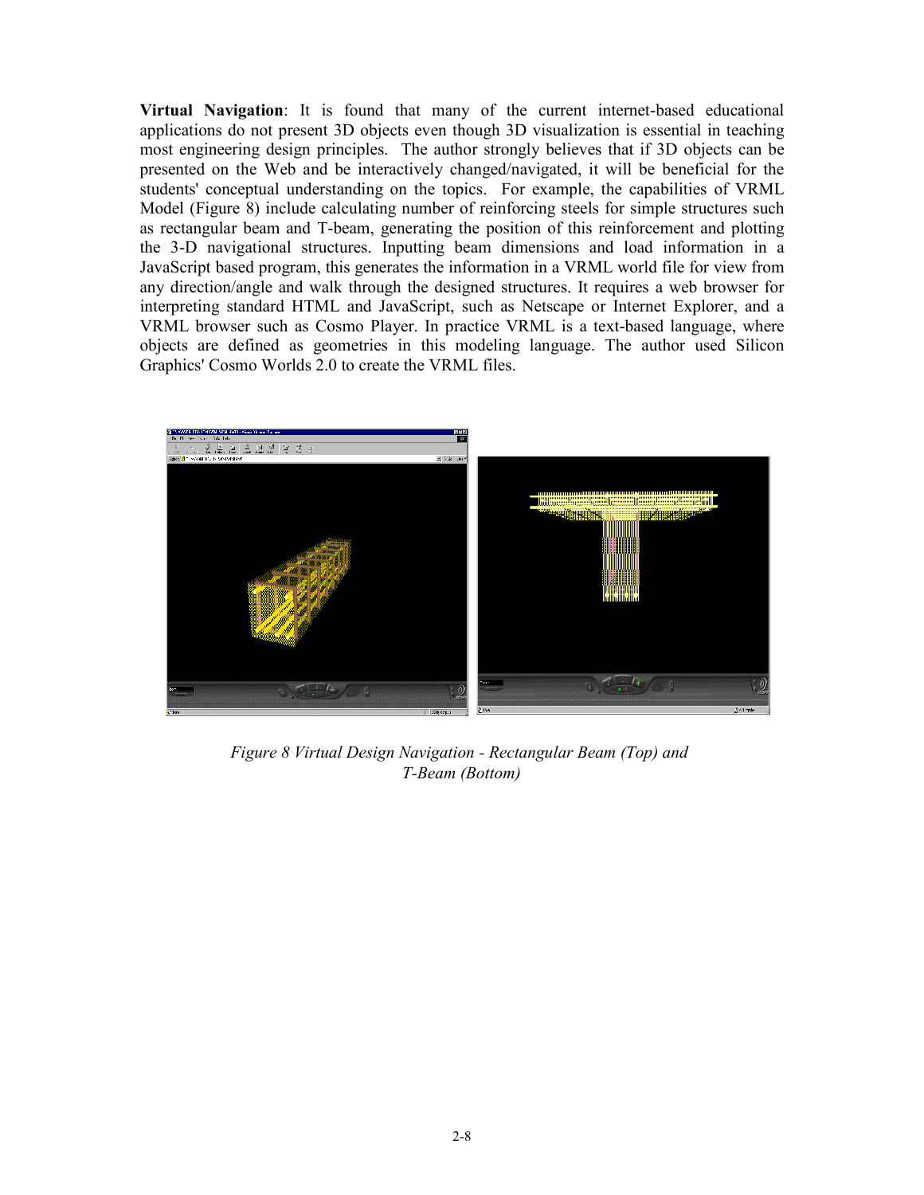**Virtual Navigation**: It is found that many of the current internet-based educational applications do not present 3D objects even though 3D visualization is essential in teaching most engineering design principles. The author strongly believes that if 3D objects can be presented on the Web and be interactively changed/navigated, it will be beneficial for the students' conceptual understanding on the topics. For example, the capabilities of VRML Model (Figure 8) include calculating number of reinforcing steels for simple structures such as rectangular beam and T-beam, generating the position of this reinforcement and plotting the 3-D navigational structures. Inputting beam dimensions and load information in a JavaScript based program, this generates the information in a VRML world file for view from any direction/angle and walk through the designed structures. It requires a web browser for interpreting standard HTML and JavaScript, such as Netscape or Internet Explorer, and a VRML browser such as Cosmo Player. In practice VRML is a text-based language, where objects are defined as geometries in this modeling language. The author used Silicon Graphics' Cosmo Worlds 2.0 to create the VRML files.

*Figure 8 Virtual Design Navigation - Rectangular Beam (Top) and T-Beam (Bottom)*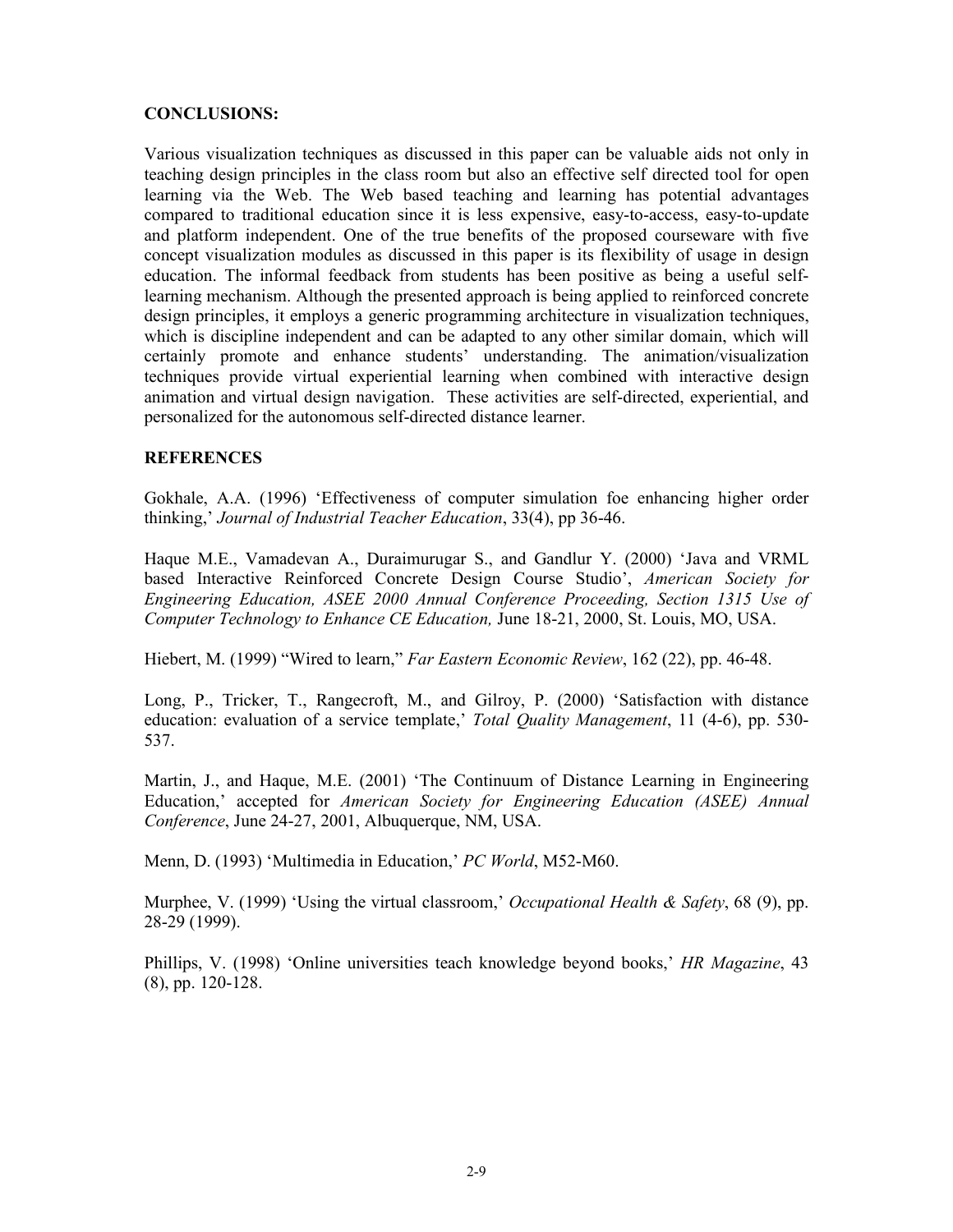**CONCLUSIONS:**

Various visualization techniques as discussed in this paper can be valuable aids not only in teaching design principles in the class room but also an effective self directed tool for open learning via the Web. The Web based teaching and learning has potential advantages compared to traditional education since it is less expensive, easy-to-access, easy-to-update and platform independent. One of the true benefits of the proposed courseware with five concept visualization modules as discussed in this paper is its flexibility of usage in design education. The informal feedback from students has been positive as being a useful self-learning mechanism. Although the presented approach is being applied to reinforced concrete design principles, it employs a generic programming architecture in visualization techniques, which is discipline independent and can be adapted to any other similar domain, which will certainly promote and enhance students' understanding. The animation/visualization techniques provide virtual experiential learning when combined with interactive design animation and virtual design navigation. These activities are self-directed, experiential, and personalized for the autonomous self-directed distance learner.

**REFERENCES**

Gokhale, A.A. (1996) 'Effectiveness of computer simulation foe enhancing higher order thinking,' *Journal of Industrial Teacher Education*, 33(4), pp 36-46.

Haque M.E., Vamadevan A., Duraimurugar S., and Gandlur Y. (2000) 'Java and VRML based Interactive Reinforced Concrete Design Course Studio', *American Society for Engineering Education, ASEE 2000 Annual Conference Proceeding, Section 1315 Use of Computer Technology to Enhance CE Education,* June 18-21, 2000, St. Louis, MO, USA.

Hiebert, M. (1999) "Wired to learn," *Far Eastern Economic Review*, 162 (22), pp. 46-48.

Long, P., Tricker, T., Rangecroft, M., and Gilroy, P. (2000) 'Satisfaction with distance education: evaluation of a service template,' *Total Quality Management*, 11 (4-6), pp. 530-537.

Martin, J., and Haque, M.E. (2001) 'The Continuum of Distance Learning in Engineering Education,' accepted for *American Society for Engineering Education (ASEE) Annual Conference*, June 24-27, 2001, Albuquerque, NM, USA.

Menn, D. (1993) 'Multimedia in Education,' *PC World*, M52-M60.

Murphee, V. (1999) 'Using the virtual classroom,' *Occupational Health & Safety*, 68 (9), pp. 28-29 (1999).

Phillips, V. (1998) 'Online universities teach knowledge beyond books,' *HR Magazine*, 43 (8), pp. 120-128.